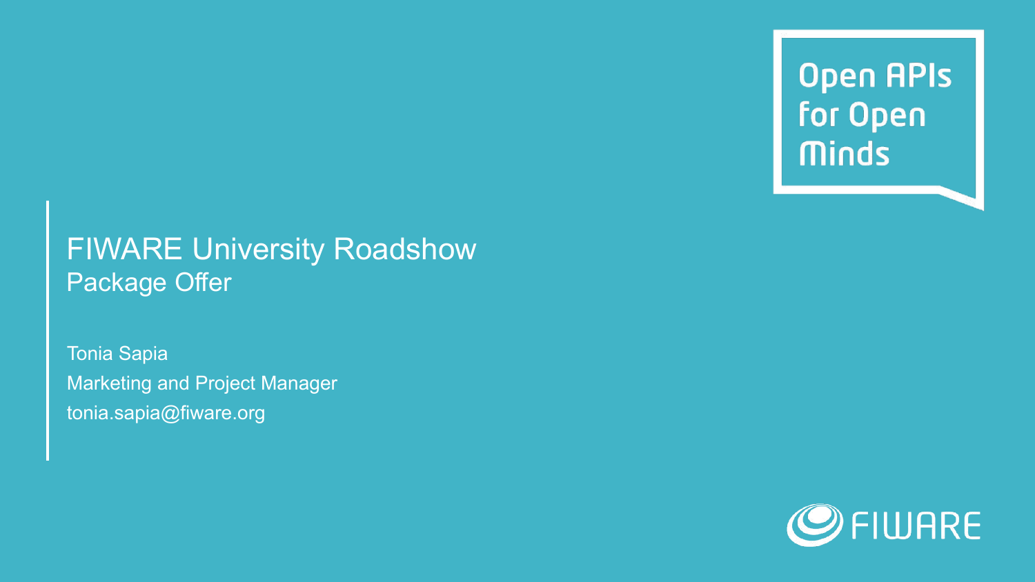Open APIs for Open Minds

# FIWARE University Roadshow

## Package Offer

Tonia Sapia
Marketing and Project Manager
tonia.sapia@fiware.org

FIWARE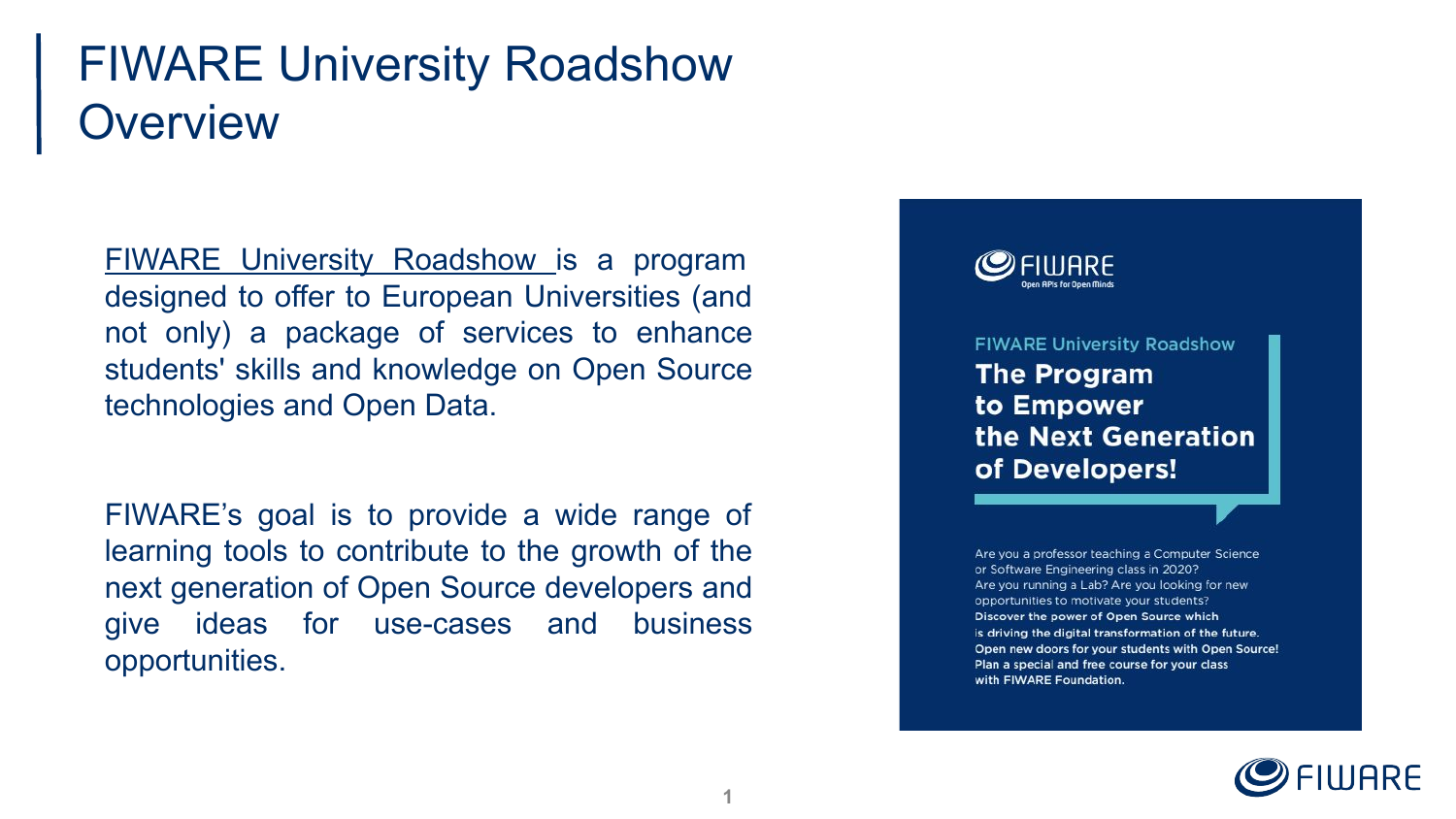# FIWARE University Roadshow Overview

FIWARE University Roadshow is a program designed to offer to European Universities (and not only) a package of services to enhance students' skills and knowledge on Open Source technologies and Open Data.

FIWARE's goal is to provide a wide range of learning tools to contribute to the growth of the next generation of Open Source developers and give ideas for use-cases and business opportunities.

FIWARE
Open APIs for Open Minds

FIWARE University Roadshow

**The Program to Empower the Next Generation of Developers!**

Are you a professor teaching a Computer Science or Software Engineering class in 2020?
Are you running a Lab? Are you looking for new opportunities to motivate your students?
**Discover the power of Open Source which is driving the digital transformation of the future.**
**Open new doors for your students with Open Source!**
**Plan a special and free course for your class with FIWARE Foundation.**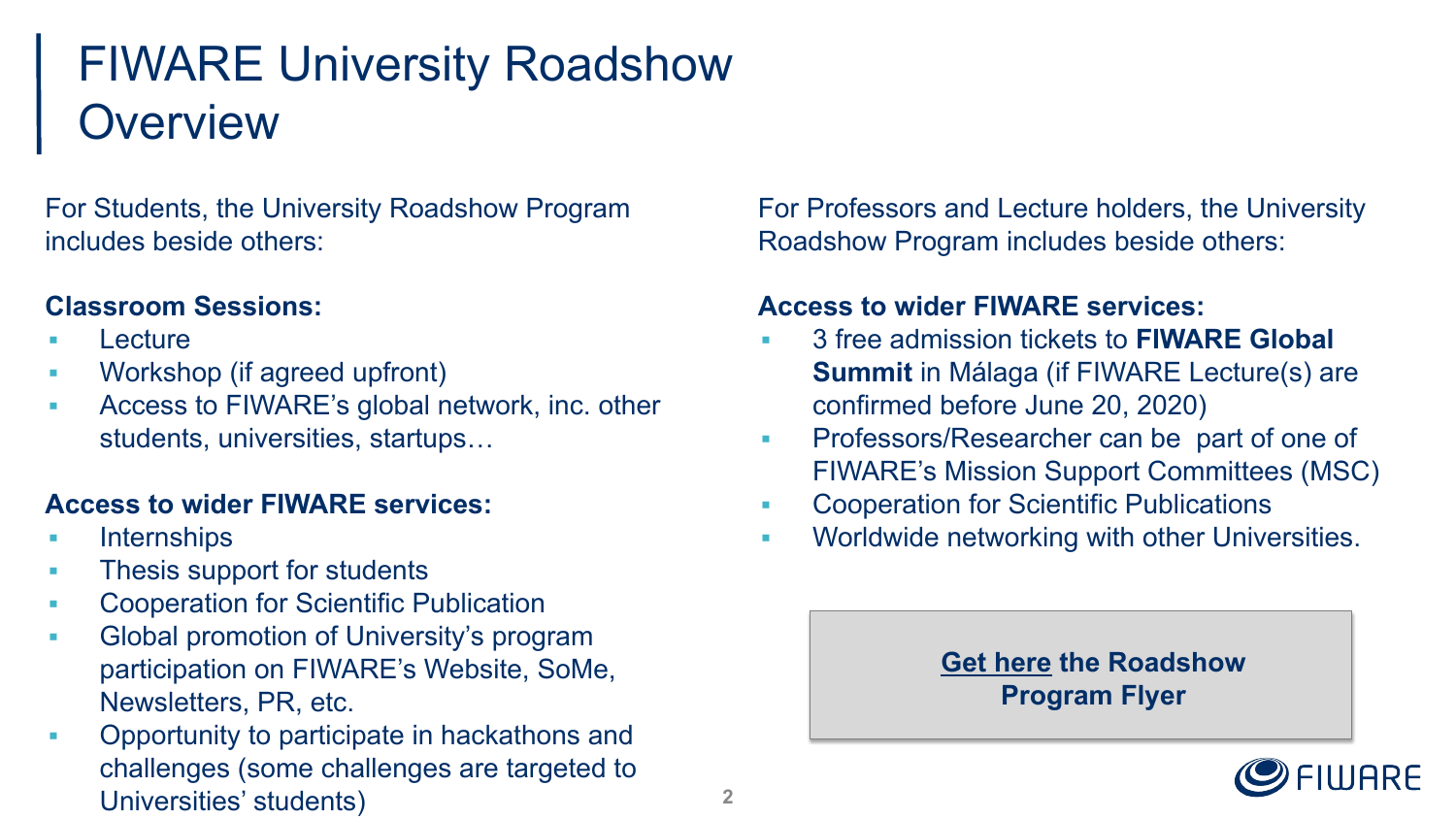# FIWARE University Roadshow Overview

For Students, the University Roadshow Program includes beside others:

**Classroom Sessions:**

- Lecture
- Workshop (if agreed upfront)
- Access to FIWARE's global network, inc. other students, universities, startups…

**Access to wider FIWARE services:**

- Internships
- Thesis support for students
- Cooperation for Scientific Publication
- Global promotion of University's program participation on FIWARE's Website, SoMe, Newsletters, PR, etc.
- Opportunity to participate in hackathons and challenges (some challenges are targeted to Universities' students)

For Professors and Lecture holders, the University Roadshow Program includes beside others:

**Access to wider FIWARE services:**

- 3 free admission tickets to **FIWARE Global Summit** in Málaga (if FIWARE Lecture(s) are confirmed before June 20, 2020)
- Professors/Researcher can be part of one of FIWARE's Mission Support Committees (MSC)
- Cooperation for Scientific Publications
- Worldwide networking with other Universities.

**Get here the Roadshow Program Flyer**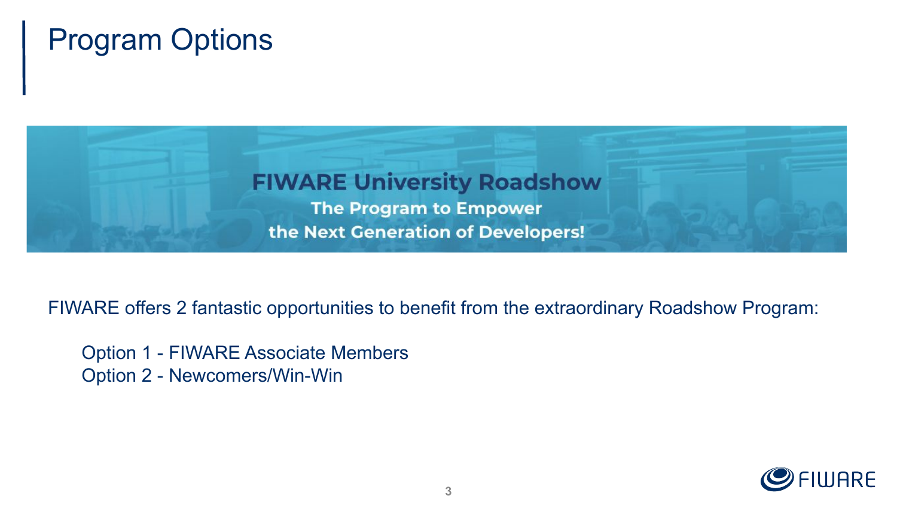# Program Options

**FIWARE University Roadshow**

**The Program to Empower the Next Generation of Developers!**

FIWARE offers 2 fantastic opportunities to benefit from the extraordinary Roadshow Program:

- Option 1 - FIWARE Associate Members
- Option 2 - Newcomers/Win-Win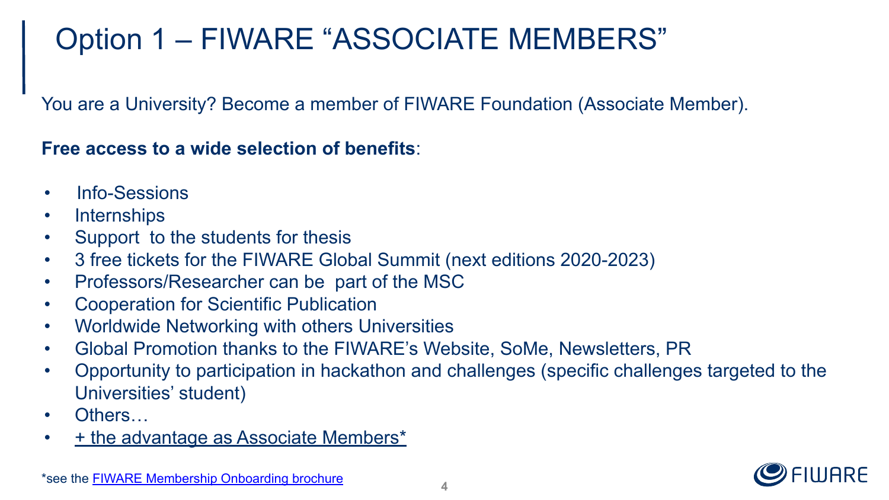# Option 1 – FIWARE "ASSOCIATE MEMBERS"

You are a University? Become a member of FIWARE Foundation (Associate Member).

**Free access to a wide selection of benefits**:

- Info-Sessions
- Internships
- Support to the students for thesis
- 3 free tickets for the FIWARE Global Summit (next editions 2020-2023)
- Professors/Researcher can be part of the MSC
- Cooperation for Scientific Publication
- Worldwide Networking with others Universities
- Global Promotion thanks to the FIWARE's Website, SoMe, Newsletters, PR
- Opportunity to participation in hackathon and challenges (specific challenges targeted to the Universities' student)
- Others…
- + the advantage as Associate Members*

*see the FIWARE Membership Onboarding brochure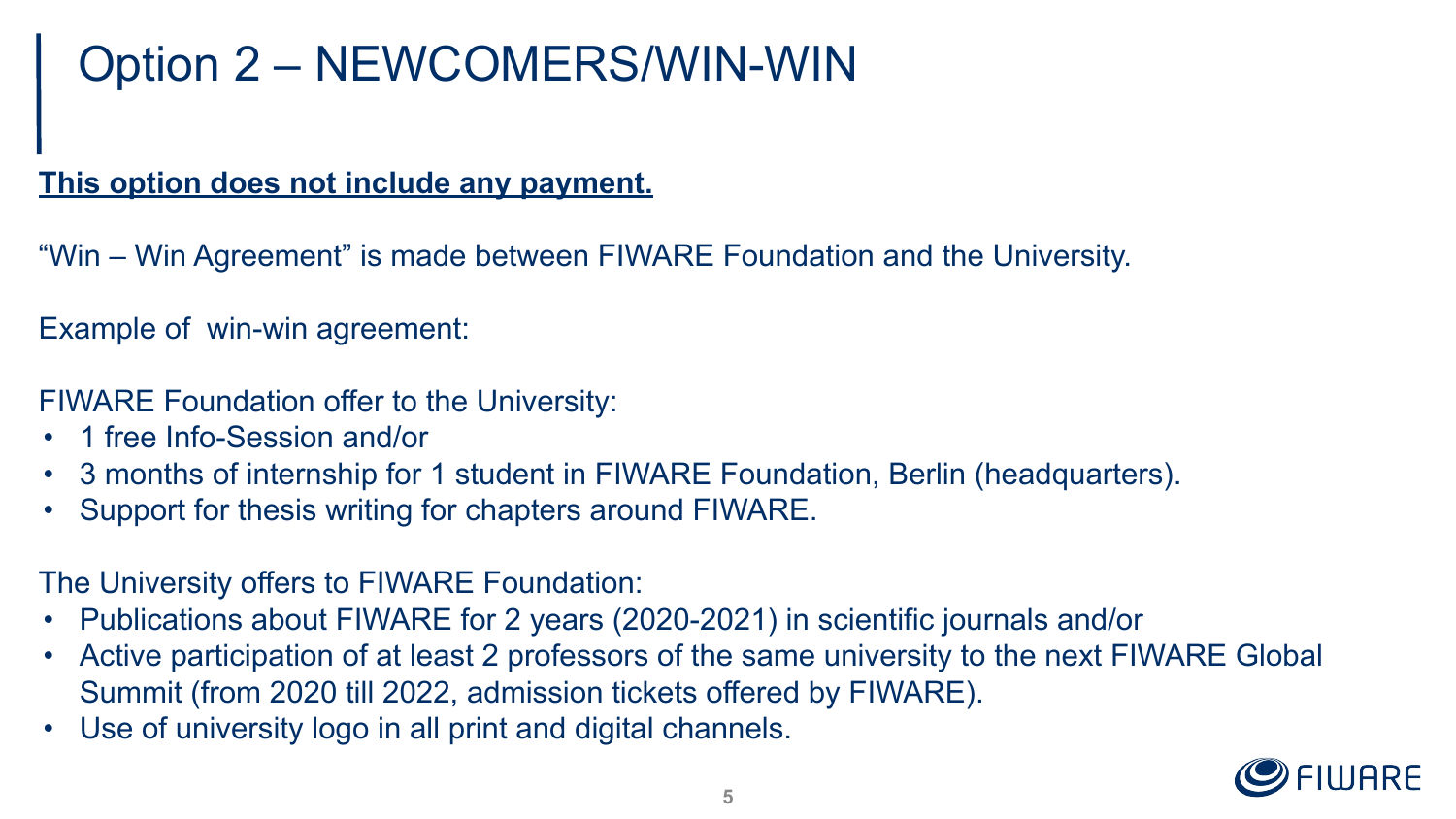# Option 2 – NEWCOMERS/WIN-WIN

**<u>This option does not include any payment.</u>**

“Win – Win Agreement” is made between FIWARE Foundation and the University.

Example of  win-win agreement:

FIWARE Foundation offer to the University:

- 1 free Info-Session and/or
- 3 months of internship for 1 student in FIWARE Foundation, Berlin (headquarters).
- Support for thesis writing for chapters around FIWARE.

The University offers to FIWARE Foundation:

- Publications about FIWARE for 2 years (2020-2021) in scientific journals and/or
- Active participation of at least 2 professors of the same university to the next FIWARE Global Summit (from 2020 till 2022, admission tickets offered by FIWARE).
- Use of university logo in all print and digital channels.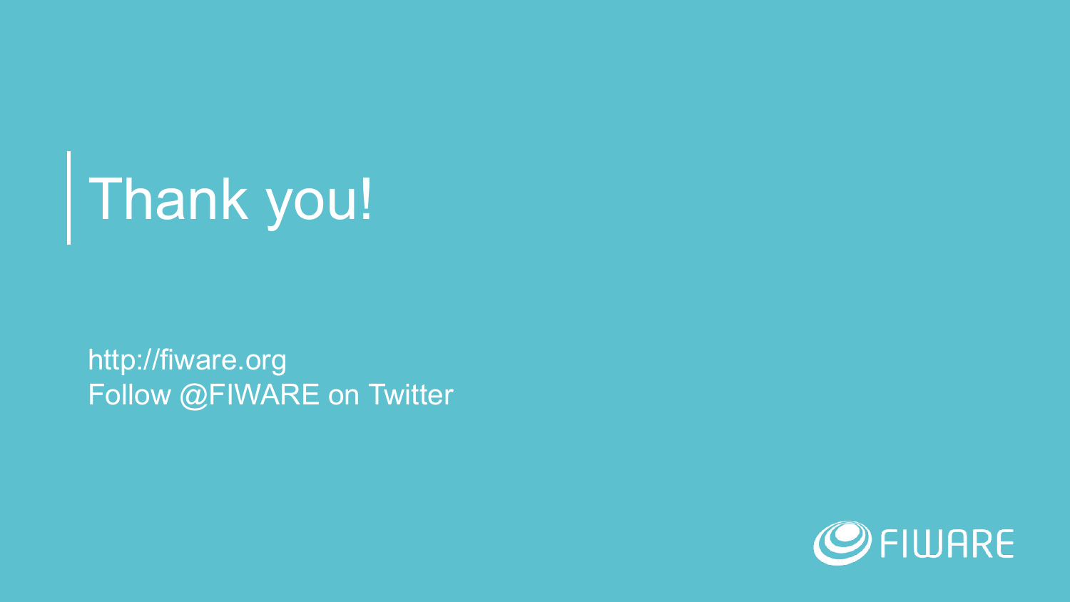# Thank you!

http://fiware.org
Follow @FIWARE on Twitter

FIWARE